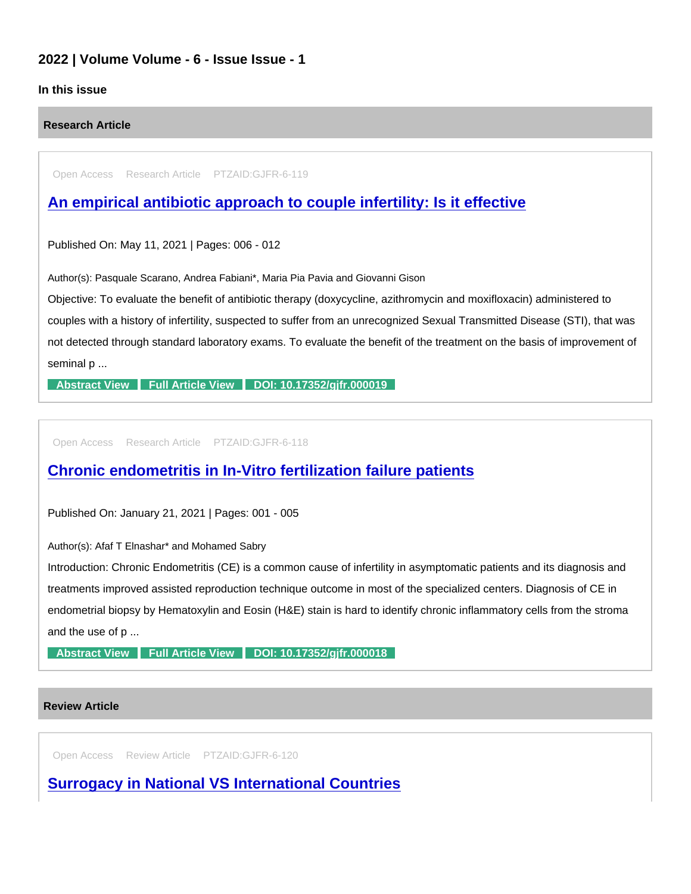## 2022 | Volume Volume - 6 - Issue Issue - 1

### In this issue

### Research Article

Open Access Research Article PTZAID:GJFR-6-119

### An empirical antibiotic approach to couple infertility: Is it effective

Published On: May 11, 2021 | Pages: 006 - 012

Author(s): Pasquale Scarano, Andrea Fabiani*, Maria Pia Pavia and Giovanni Gison

Objective: To evaluate the benefit of antibiotic therapy (doxycycline, azithromycin and moxifloxacin) administered to couples with a history of infertility, suspected to suffer from an unrecognized Sexual Transmitted Disease (STI), that was not detected through standard laboratory exams. To evaluate the benefit of the treatment on the basis of improvement of seminal p ...

Abstract View | Full Article View | DOI: 10.17352/gjfr.000019

Open Access Research Article PTZAID:GJFR-6-118

### Chronic endometritis in In-Vitro fertilization failure patients

Published On: January 21, 2021 | Pages: 001 - 005

Author(s): Afaf T Elnashar* and Mohamed Sabry

Introduction: Chronic Endometritis (CE) is a common cause of infertility in asymptomatic patients and its diagnosis and treatments improved assisted reproduction technique outcome in most of the specialized centers. Diagnosis of CE in endometrial biopsy by Hematoxylin and Eosin (H&E) stain is hard to identify chronic inflammatory cells from the stroma and the use of p ...

Abstract View | Full Article View | DOI: 10.17352/gjfr.000018

### Review Article

Open Access Review Article PTZAID:GJFR-6-120

### Surrogacy in National VS International Countries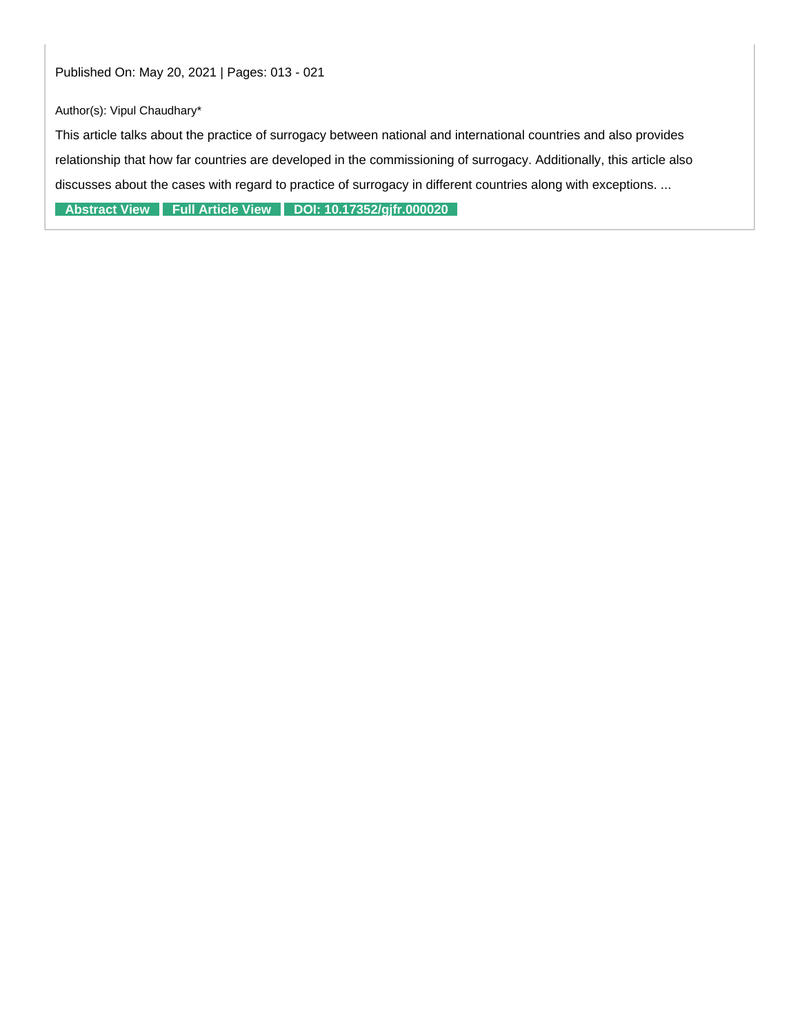Published On: May 20, 2021 | Pages: 013 - 021

Author(s): Vipul Chaudhary*

This article talks about the practice of surrogacy between national and international countries and also provides relationship that how far countries are developed in the commissioning of surrogacy. Additionally, this article also discusses about the cases with regard to practice of surrogacy in different countries along with exceptions. ...

**Abstract View** **Full Article View** **DOI: 10.17352/gjfr.000020**